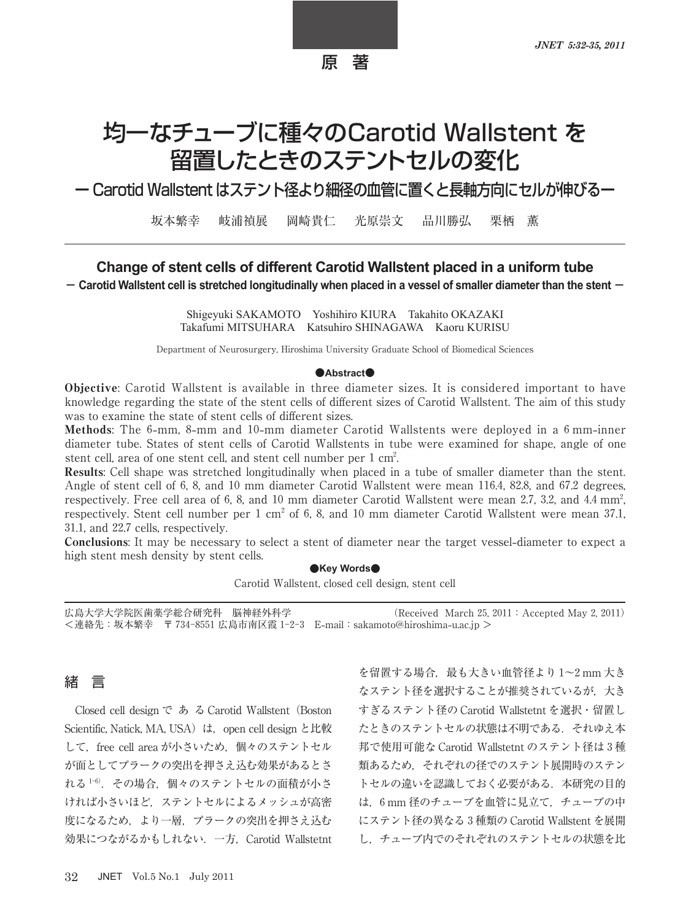原　著

# 均一なチューブに種々のCarotid Wallstent を留置したときのステントセルの変化

## ー Carotid Wallstent はステント径より細径の血管に置くと長軸方向にセルが伸びるー

坂本繁幸　岐浦禎展　岡崎貴仁　光原崇文　品川勝弘　栗栖　薫

## Change of stent cells of different Carotid Wallstent placed in a uniform tube

### － Carotid Wallstent cell is stretched longitudinally when placed in a vessel of smaller diameter than the stent －

Shigeyuki SAKAMOTO　Yoshihiro KIURA　Takahito OKAZAKI
Takafumi MITSUHARA　Katsuhiro SHINAGAWA　Kaoru KURISU

Department of Neurosurgery, Hiroshima University Graduate School of Biomedical Sciences

●Abstract●

**Objective**: Carotid Wallstent is available in three diameter sizes. It is considered important to have knowledge regarding the state of the stent cells of different sizes of Carotid Wallstent. The aim of this study was to examine the state of stent cells of different sizes.

**Methods**: The 6-mm, 8-mm and 10-mm diameter Carotid Wallstents were deployed in a 6 mm-inner diameter tube. States of stent cells of Carotid Wallstents in tube were examined for shape, angle of one stent cell, area of one stent cell, and stent cell number per 1 $cm^2$.

**Results**: Cell shape was stretched longitudinally when placed in a tube of smaller diameter than the stent. Angle of stent cell of 6, 8, and 10 mm diameter Carotid Wallstent were mean 116.4, 82.8, and 67.2 degrees, respectively. Free cell area of 6, 8, and 10 mm diameter Carotid Wallstent were mean 2.7, 3.2, and 4.4 $mm^2$, respectively. Stent cell number per 1 $cm^2$ of 6, 8, and 10 mm diameter Carotid Wallstent were mean 37.1, 31.1, and 22.7 cells, respectively.

**Conclusions**: It may be necessary to select a stent of diameter near the target vessel-diameter to expect a high stent mesh density by stent cells.

●Key Words●

Carotid Wallstent, closed cell design, stent cell

広島大学大学院医歯薬学総合研究科　脳神経外科学　(Received March 25, 2011 : Accepted May 2, 2011)
＜連絡先：坂本繁幸　〒 734-8551 広島市南区霞 1-2-3　E-mail：sakamoto@hiroshima-u.ac.jp ＞

## 緒　言

Closed cell design である Carotid Wallstent（Boston Scientific, Natick, MA, USA）は，open cell design と比較して，free cell area が小さいため，個々のステントセルが面としてプラークの突出を押さえ込む効果があるとされる[1-6]．その場合，個々のステントセルの面積が小さければ小さいほど，ステントセルによるメッシュが高密度になるため，より一層，プラークの突出を押さえ込む効果につながるかもしれない．一方，Carotid Wallstetnt を留置する場合，最も大きい血管径より 1～2 mm 大きなステント径を選択することが推奨されているが，大きすぎるステント径の Carotid Wallstetnt を選択・留置したときのステントセルの状態は不明である．それゆえ本邦で使用可能な Carotid Wallstetnt のステント径は 3 種類あるため，それぞれの径でのステント展開時のステントセルの違いを認識しておく必要がある．本研究の目的は，6 mm 径のチューブを血管に見立て，チューブの中にステント径の異なる 3 種類の Carotid Wallstent を展開し，チューブ内でのそれぞれのステントセルの状態を比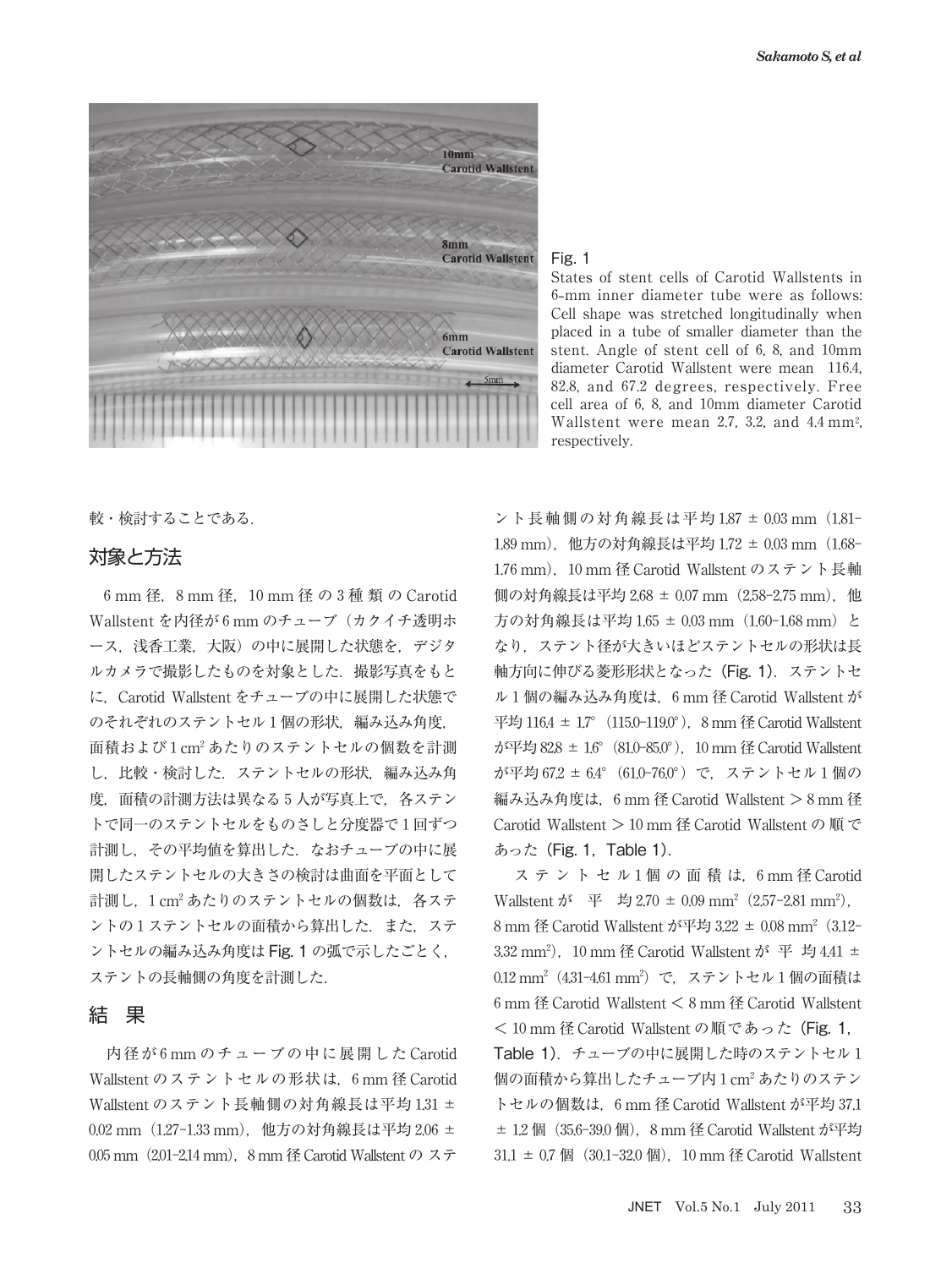Fig. 1

States of stent cells of Carotid Wallstents in 6-mm inner diameter tube were as follows: Cell shape was stretched longitudinally when placed in a tube of smaller diameter than the stent. Angle of stent cell of 6, 8, and 10mm diameter Carotid Wallstent were mean 116.4, 82.8, and 67.2 degrees, respectively. Free cell area of 6, 8, and 10mm diameter Carotid Wallstent were mean 2.7, 3.2, and 4.4 mm², respectively.

較・検討することである．

## 対象と方法

6 mm 径，8 mm 径，10 mm 径の 3 種類の Carotid Wallstent を内径が 6 mm のチューブ（カクイチ透明ホース，浅香工業，大阪）の中に展開した状態を，デジタルカメラで撮影したものを対象とした．撮影写真をもとに，Carotid Wallstent をチューブの中に展開した状態でのそれぞれのステントセル 1 個の形状，編み込み角度，面積および 1 cm² あたりのステントセルの個数を計測し，比較・検討した．ステントセルの形状，編み込み角度，面積の計測方法は異なる 5 人が写真上で，各ステントで同一のステントセルをものさしと分度器で 1 回ずつ計測し，その平均値を算出した．なおチューブの中に展開したステントセルの大きさの検討は曲面を平面として計測し，1 cm² あたりのステントセルの個数は，各ステントの 1 ステントセルの面積から算出した．また，ステントセルの編み込み角度は Fig. 1 の弧で示したごとく，ステントの長軸側の角度を計測した．

## 結　果

内径が 6 mm のチューブの中に展開した Carotid Wallstent のステントセルの形状は，6 mm 径 Carotid Wallstent のステント長軸側の対角線長は平均 1.31 ± 0.02 mm（1.27-1.33 mm），他方の対角線長は平均 2.06 ± 0.05 mm（2.01-2.14 mm），8 mm 径 Carotid Wallstent のステント長軸側の対角線長は平均 1.87 ± 0.03 mm（1.81-1.89 mm），他方の対角線長は平均 1.72 ± 0.03 mm（1.68-1.76 mm），10 mm 径 Carotid Wallstent のステント長軸側の対角線長は平均 2.68 ± 0.07 mm（2.58-2.75 mm），他方の対角線長は平均 1.65 ± 0.03 mm（1.60-1.68 mm）となり，ステント径が大きいほどステントセルの形状は長軸方向に伸びる菱形形状となった（Fig. 1）．ステントセル 1 個の編み込み角度は，6 mm 径 Carotid Wallstent が平均 116.4 ± 1.7°（115.0-119.0°），8 mm 径 Carotid Wallstent が平均 82.8 ± 1.6°（81.0-85.0°），10 mm 径 Carotid Wallstent が平均 67.2 ± 6.4°（61.0-76.0°）で，ステントセル 1 個の編み込み角度は，6 mm 径 Carotid Wallstent ＞ 8 mm 径 Carotid Wallstent ＞ 10 mm 径 Carotid Wallstent の順であった（Fig. 1，Table 1）．

ステントセル 1 個の面積は，6 mm 径 Carotid Wallstent が平均 2.70 ± 0.09 mm²（2.57-2.81 mm²），8 mm 径 Carotid Wallstent が平均 3.22 ± 0.08 mm²（3.12-3.32 mm²），10 mm 径 Carotid Wallstent が平均 4.41 ± 0.12 mm²（4.31-4.61 mm²）で，ステントセル 1 個の面積は 6 mm 径 Carotid Wallstent ＜ 8 mm 径 Carotid Wallstent ＜ 10 mm 径 Carotid Wallstent の順であった（Fig. 1，Table 1）．チューブの中に展開した時のステントセル 1 個の面積から算出したチューブ内 1 cm² あたりのステントセルの個数は，6 mm 径 Carotid Wallstent が平均 37.1 ± 1.2 個（35.6-39.0 個），8 mm 径 Carotid Wallstent が平均 31.1 ± 0.7 個（30.1-32.0 個），10 mm 径 Carotid Wallstent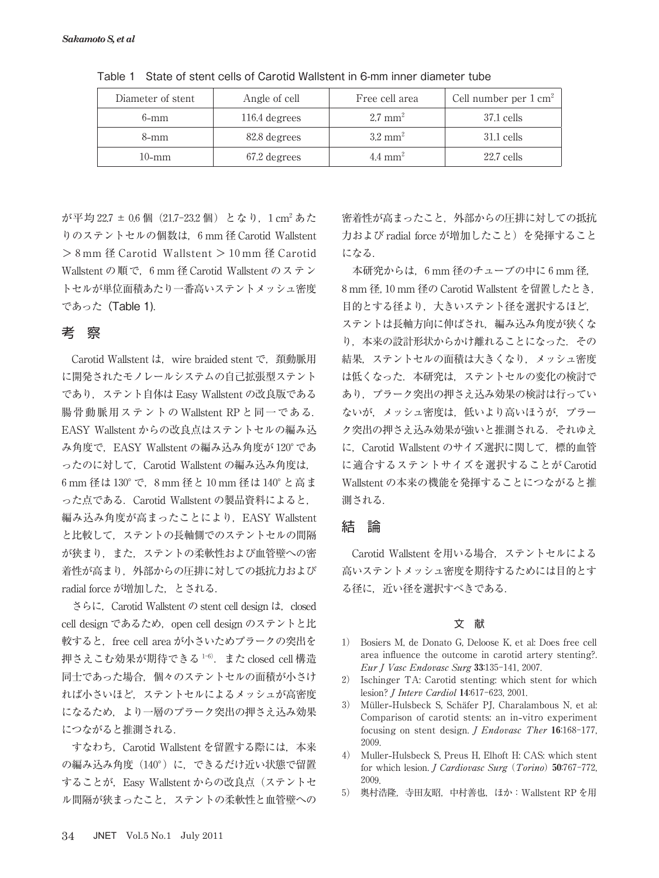Table 1 State of stent cells of Carotid Wallstent in 6-mm inner diameter tube

| Diameter of stent | Angle of cell | Free cell area | Cell number per 1 $cm^2$ |
|---|---|---|---|
| 6-mm | 116.4 degrees | 2.7 $mm^2$ | 37.1 cells |
| 8-mm | 82.8 degrees | 3.2 $mm^2$ | 31.1 cells |
| 10-mm | 67.2 degrees | 4.4 $mm^2$ | 22.7 cells |

が平均 22.7 ± 0.6 個（21.7-23.2 個）となり，1 $cm^2$ あたりのステントセルの個数は，6 mm 径 Carotid Wallstent ＞ 8 mm 径 Carotid Wallstent ＞ 10 mm 径 Carotid Wallstent の順で，6 mm 径 Carotid Wallstent のステントセルが単位面積あたり一番高いステントメッシュ密度であった（Table 1）.

## 考　察

Carotid Wallstent は，wire braided stent で，頚動脈用に開発されたモノレールシステムの自己拡張型ステントであり，ステント自体は Easy Wallstent の改良版である腸骨動脈用ステントの Wallstent RP と同一である．EASY Wallstent からの改良点はステントセルの編み込み角度で，EASY Wallstent の編み込み角度が 120° であったのに対して，Carotid Wallstent の編み込み角度は，6 mm 径は 130° で，8 mm 径と 10 mm 径は 140° と高まった点である．Carotid Wallstent の製品資料によると，編み込み角度が高まったことにより，EASY Wallstent と比較して，ステントの長軸側でのステントセルの間隔が狭まり，また，ステントの柔軟性および血管壁への密着性が高まり，外部からの圧排に対しての抵抗力および radial force が増加した，とされる．

さらに，Carotid Wallstent の stent cell design は，closed cell design であるため，open cell design のステントと比較すると，free cell area が小さいためプラークの突出を押さえこむ効果が期待できる[1-6]．また closed cell 構造同士であった場合，個々のステントセルの面積が小さければ小さいほど，ステントセルによるメッシュが高密度になるため，より一層のプラーク突出の押さえ込み効果につながると推測される．

すなわち，Carotid Wallstent を留置する際には，本来の編み込み角度（140°）に，できるだけ近い状態で留置することが，Easy Wallstent からの改良点（ステントセル間隔が狭まったこと，ステントの柔軟性と血管壁への密着性が高まったこと，外部からの圧排に対しての抵抗力および radial force が増加したこと）を発揮することになる．

本研究からは，6 mm 径のチューブの中に 6 mm 径，8 mm 径，10 mm 径の Carotid Wallstent を留置したとき，目的とする径より，大きいステント径を選択するほど，ステントは長軸方向に伸ばされ，編み込み角度が狭くなり，本来の設計形状からかけ離れることになった．その結果，ステントセルの面積は大きくなり，メッシュ密度は低くなった．本研究は，ステントセルの変化の検討であり，プラーク突出の押さえ込み効果の検討は行っていないが，メッシュ密度は，低いより高いほうが，プラーク突出の押さえ込み効果が強いと推測される．それゆえに，Carotid Wallstent のサイズ選択に関して，標的血管に適合するステントサイズを選択することが Carotid Wallstent の本来の機能を発揮することにつながると推測される．

## 結　論

Carotid Wallstent を用いる場合，ステントセルによる高いステントメッシュ密度を期待するためには目的とする径に，近い径を選択すべきである．

## 文　献

1) Bosiers M, de Donato G, Deloose K, et al: Does free cell area influence the outcome in carotid artery stenting?. *Eur J Vasc Endovasc Surg* **33**:135-141, 2007.
2) Ischinger TA: Carotid stenting: which stent for which lesion? *J Interv Cardiol* **14**:617-623, 2001.
3) Müller-Hulsbeck S, Schäfer PJ, Charalambous N, et al: Comparison of carotid stents: an in-vitro experiment focusing on stent design. *J Endovasc Ther* **16**:168-177, 2009.
4) Muller-Hulsbeck S, Preus H, Elhoft H: CAS: which stent for which lesion. *J Cardiovasc Surg* (*Torino*) **50**:767-772, 2009.
5) 奥村浩隆，寺田友昭，中村善也，ほか：Wallstent RP を用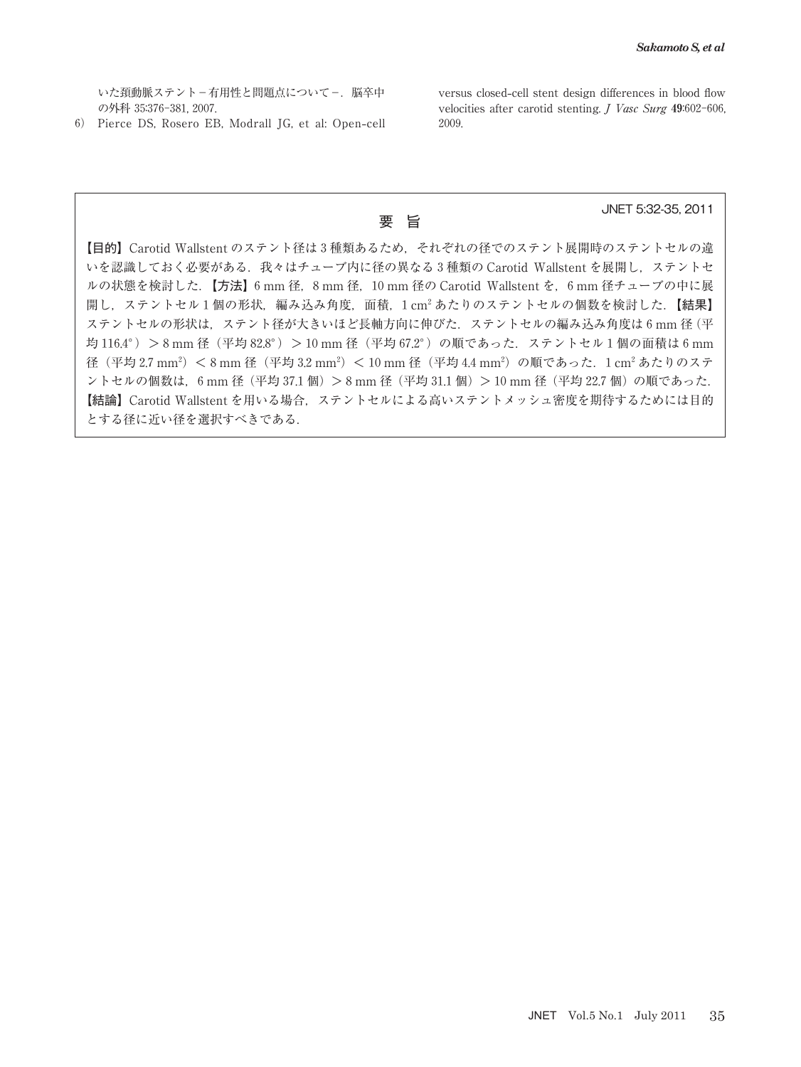いた頸動脈ステント－有用性と問題点について－．脳卒中の外科 35:376-381, 2007.

6) Pierce DS, Rosero EB, Modrall JG, et al: Open-cell versus closed-cell stent design differences in blood flow velocities after carotid stenting. *J Vasc Surg* **49**:602-606, 2009.

JNET 5:32-35, 2011

## 要　旨

**【目的】** Carotid Wallstent のステント径は 3 種類あるため，それぞれの径でのステント展開時のステントセルの違いを認識しておく必要がある．我々はチューブ内に径の異なる 3 種類の Carotid Wallstent を展開し，ステントセルの状態を検討した．**【方法】** 6 mm 径，8 mm 径，10 mm 径の Carotid Wallstent を，6 mm 径チューブの中に展開し，ステントセル 1 個の形状，編み込み角度，面積，1 $cm^2$ あたりのステントセルの個数を検討した．**【結果】** ステントセルの形状は，ステント径が大きいほど長軸方向に伸びた．ステントセルの編み込み角度は 6 mm 径（平均 116.4°）＞ 8 mm 径（平均 82.8°）＞ 10 mm 径（平均 67.2°）の順であった．ステントセル 1 個の面積は 6 mm 径（平均 2.7 $mm^2$）＜ 8 mm 径（平均 3.2 $mm^2$）＜ 10 mm 径（平均 4.4 $mm^2$）の順であった．1 $cm^2$ あたりのステントセルの個数は，6 mm 径（平均 37.1 個）＞ 8 mm 径（平均 31.1 個）＞ 10 mm 径（平均 22.7 個）の順であった．**【結論】** Carotid Wallstent を用いる場合，ステントセルによる高いステントメッシュ密度を期待するためには目的とする径に近い径を選択すべきである．